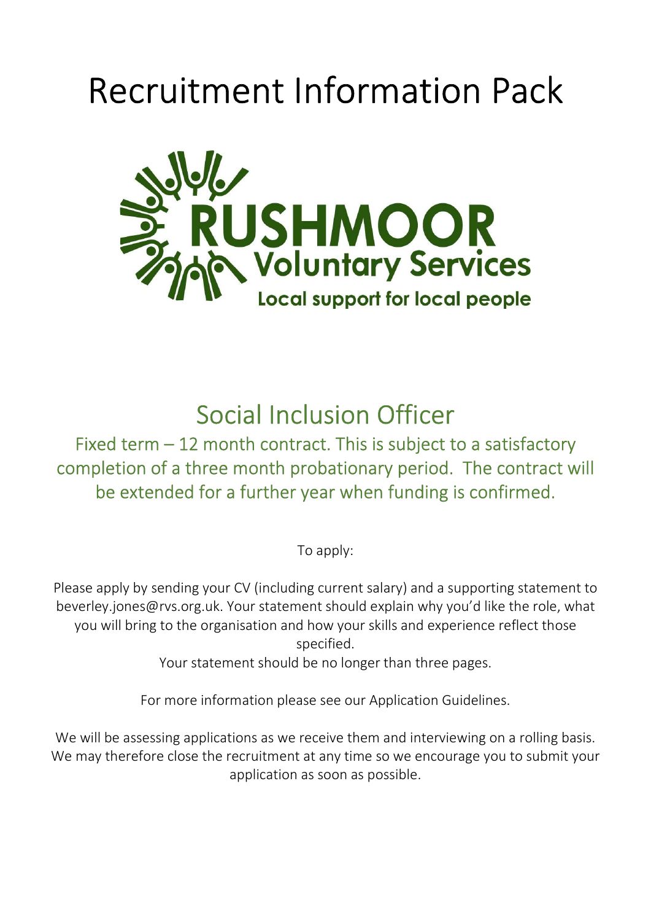# Recruitment Information Pack

RUSHMOOR Voluntary Services

Local support for local people

## Social Inclusion Officer

Fixed term – 12 month contract. This is subject to a satisfactory completion of a three month probationary period. The contract will be extended for a further year when funding is confirmed.

To apply:

Please apply by sending your CV (including current salary) and a supporting statement to beverley.jones@rvs.org.uk. Your statement should explain why you'd like the role, what you will bring to the organisation and how your skills and experience reflect those specified.

Your statement should be no longer than three pages.

For more information please see our Application Guidelines.

We will be assessing applications as we receive them and interviewing on a rolling basis. We may therefore close the recruitment at any time so we encourage you to submit your application as soon as possible.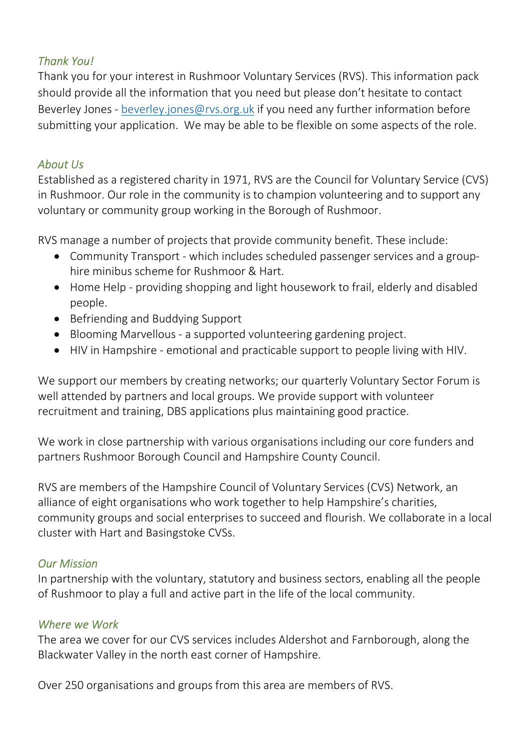## *Thank You!*

Thank you for your interest in Rushmoor Voluntary Services (RVS). This information pack should provide all the information that you need but please don't hesitate to contact Beverley Jones - [beverley.jones@rvs.org.uk](mailto:beverley.jones@rvs.org.uk) if you need any further information before submitting your application. We may be able to be flexible on some aspects of the role.

## *About Us*

Established as a registered charity in 1971, RVS are the Council for Voluntary Service (CVS) in Rushmoor. Our role in the community is to champion volunteering and to support any voluntary or community group working in the Borough of Rushmoor.

RVS manage a number of projects that provide community benefit. These include:

- Community Transport - which includes scheduled passenger services and a group-hire minibus scheme for Rushmoor & Hart.
- Home Help - providing shopping and light housework to frail, elderly and disabled people.
- Befriending and Buddying Support
- Blooming Marvellous - a supported volunteering gardening project.
- HIV in Hampshire - emotional and practicable support to people living with HIV.

We support our members by creating networks; our quarterly Voluntary Sector Forum is well attended by partners and local groups. We provide support with volunteer recruitment and training, DBS applications plus maintaining good practice.

We work in close partnership with various organisations including our core funders and partners Rushmoor Borough Council and Hampshire County Council.

RVS are members of the Hampshire Council of Voluntary Services (CVS) Network, an alliance of eight organisations who work together to help Hampshire's charities, community groups and social enterprises to succeed and flourish. We collaborate in a local cluster with Hart and Basingstoke CVSs.

## *Our Mission*

In partnership with the voluntary, statutory and business sectors, enabling all the people of Rushmoor to play a full and active part in the life of the local community.

## *Where we Work*

The area we cover for our CVS services includes Aldershot and Farnborough, along the Blackwater Valley in the north east corner of Hampshire.

Over 250 organisations and groups from this area are members of RVS.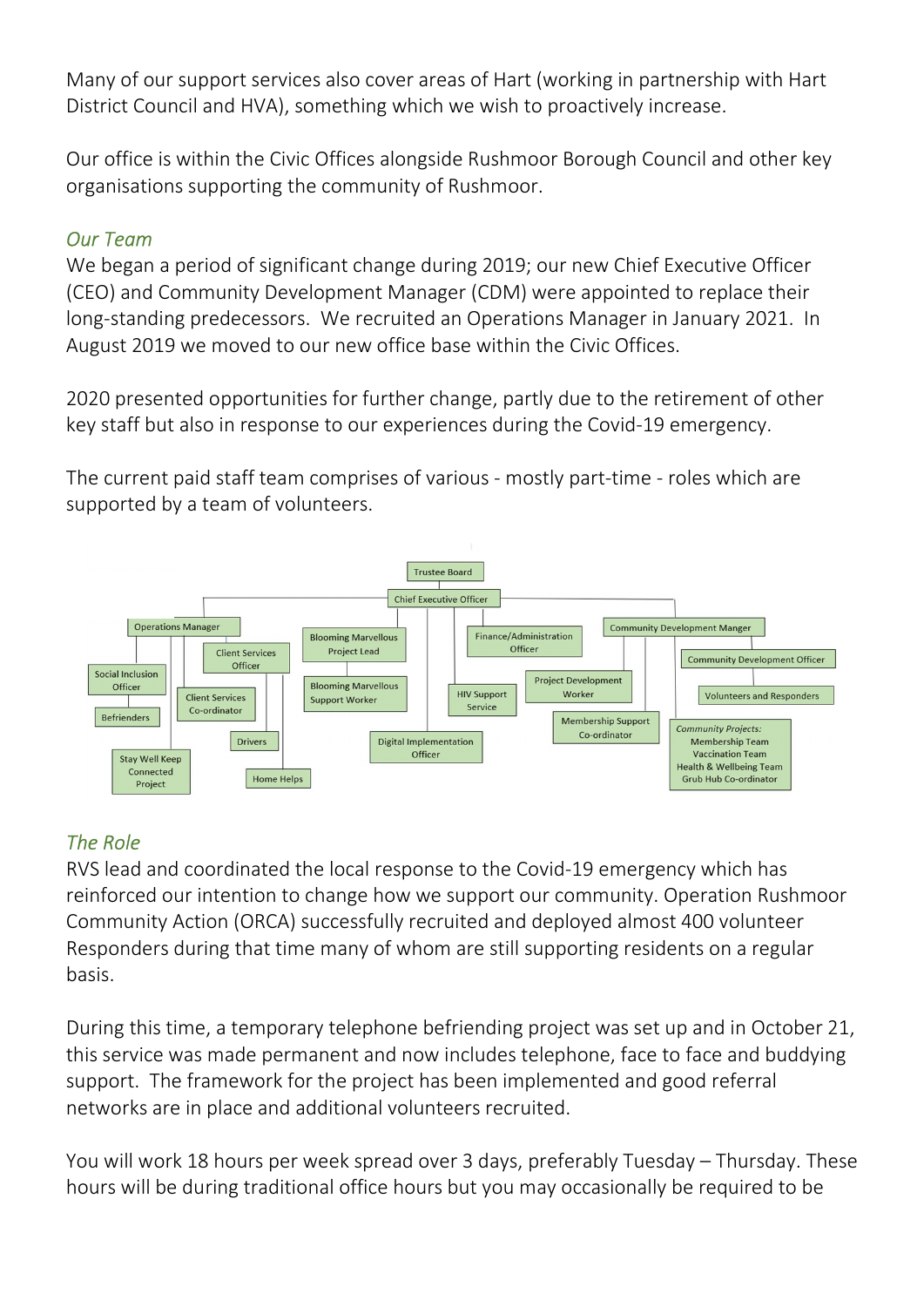Many of our support services also cover areas of Hart (working in partnership with Hart District Council and HVA), something which we wish to proactively increase.

Our office is within the Civic Offices alongside Rushmoor Borough Council and other key organisations supporting the community of Rushmoor.

### *Our Team*

We began a period of significant change during 2019; our new Chief Executive Officer (CEO) and Community Development Manager (CDM) were appointed to replace their long-standing predecessors. We recruited an Operations Manager in January 2021. In August 2019 we moved to our new office base within the Civic Offices.

2020 presented opportunities for further change, partly due to the retirement of other key staff but also in response to our experiences during the Covid-19 emergency.

The current paid staff team comprises of various - mostly part-time - roles which are supported by a team of volunteers.

- Trustee Board
  - Chief Executive Officer
    - Operations Manager
      - Social Inclusion Officer
        - Befrienders
        - Stay Well Keep Connected Project
      - Client Services Co-ordinator
      - Client Services Officer
        - Drivers
        - Home Helps
    - Blooming Marvellous Project Lead
      - Blooming Marvellous Support Worker
    - Digital Implementation Officer
    - HIV Support Service
    - Finance/Administration Officer
    - Community Development Manger
      - Community Development Officer
        - Volunteers and Responders
      - Project Development Worker
      - Membership Support Co-ordinator
      - *Community Projects:* Membership Team, Vaccination Team, Health & Wellbeing Team, Grub Hub Co-ordinator

### *The Role*

RVS lead and coordinated the local response to the Covid-19 emergency which has reinforced our intention to change how we support our community. Operation Rushmoor Community Action (ORCA) successfully recruited and deployed almost 400 volunteer Responders during that time many of whom are still supporting residents on a regular basis.

During this time, a temporary telephone befriending project was set up and in October 21, this service was made permanent and now includes telephone, face to face and buddying support. The framework for the project has been implemented and good referral networks are in place and additional volunteers recruited.

You will work 18 hours per week spread over 3 days, preferably Tuesday – Thursday. These hours will be during traditional office hours but you may occasionally be required to be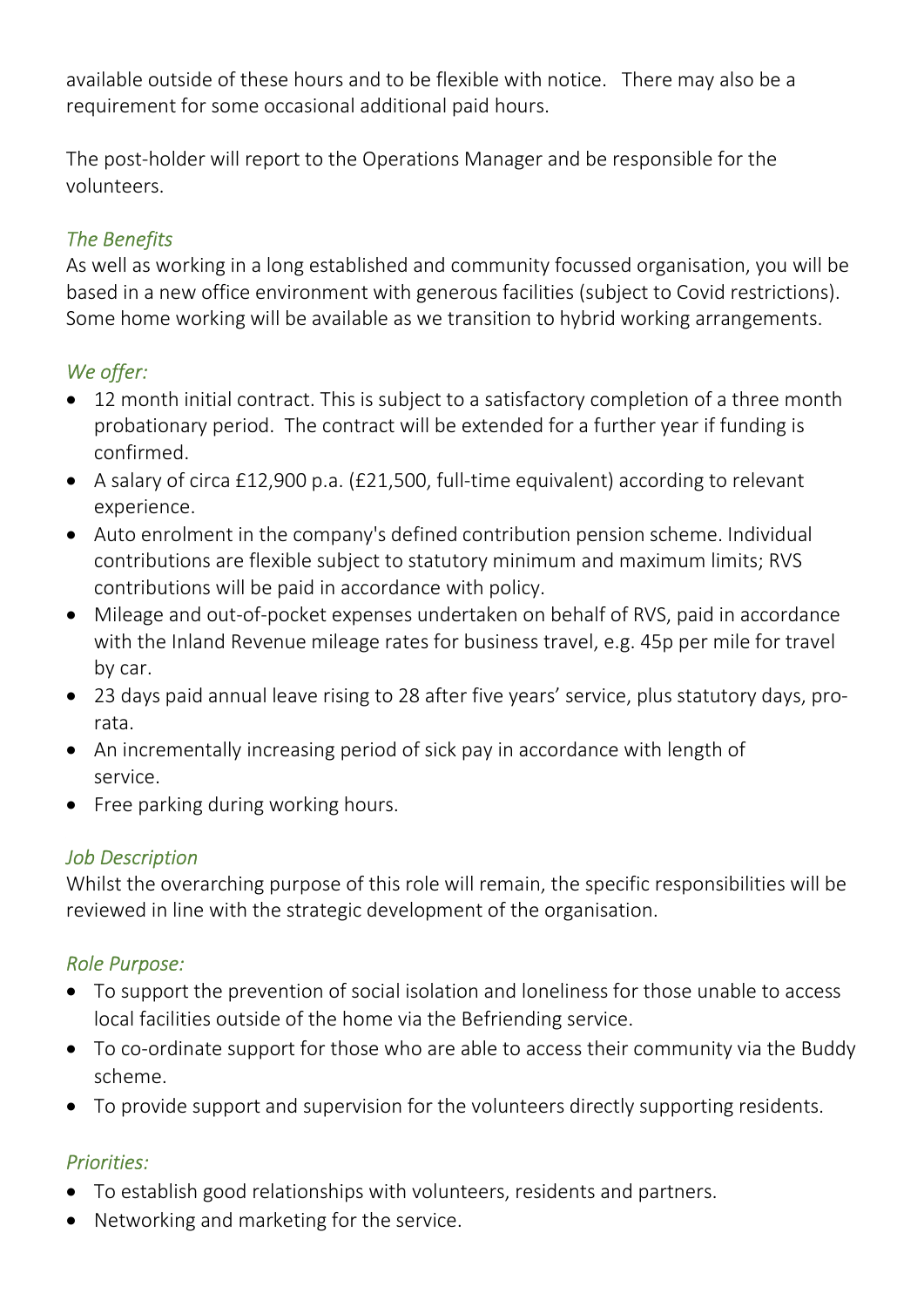available outside of these hours and to be flexible with notice. There may also be a requirement for some occasional additional paid hours.

The post-holder will report to the Operations Manager and be responsible for the volunteers.

*The Benefits*

As well as working in a long established and community focussed organisation, you will be based in a new office environment with generous facilities (subject to Covid restrictions). Some home working will be available as we transition to hybrid working arrangements.

*We offer:*

- 12 month initial contract. This is subject to a satisfactory completion of a three month probationary period. The contract will be extended for a further year if funding is confirmed.
- A salary of circa £12,900 p.a. (£21,500, full-time equivalent) according to relevant experience.
- Auto enrolment in the company's defined contribution pension scheme. Individual contributions are flexible subject to statutory minimum and maximum limits; RVS contributions will be paid in accordance with policy.
- Mileage and out-of-pocket expenses undertaken on behalf of RVS, paid in accordance with the Inland Revenue mileage rates for business travel, e.g. 45p per mile for travel by car.
- 23 days paid annual leave rising to 28 after five years' service, plus statutory days, pro-rata.
- An incrementally increasing period of sick pay in accordance with length of service.
- Free parking during working hours.

*Job Description*

Whilst the overarching purpose of this role will remain, the specific responsibilities will be reviewed in line with the strategic development of the organisation.

*Role Purpose:*

- To support the prevention of social isolation and loneliness for those unable to access local facilities outside of the home via the Befriending service.
- To co-ordinate support for those who are able to access their community via the Buddy scheme.
- To provide support and supervision for the volunteers directly supporting residents.

*Priorities:*

- To establish good relationships with volunteers, residents and partners.
- Networking and marketing for the service.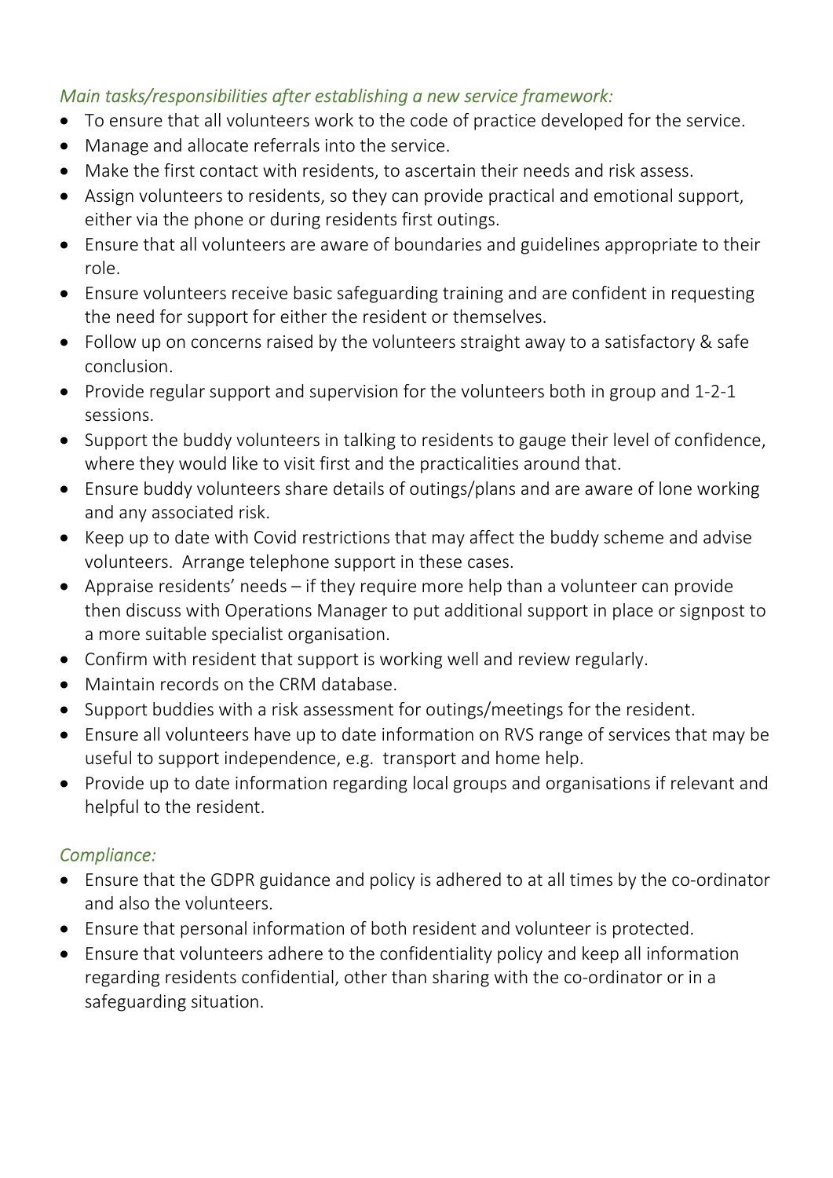*Main tasks/responsibilities after establishing a new service framework:*

- To ensure that all volunteers work to the code of practice developed for the service.
- Manage and allocate referrals into the service.
- Make the first contact with residents, to ascertain their needs and risk assess.
- Assign volunteers to residents, so they can provide practical and emotional support, either via the phone or during residents first outings.
- Ensure that all volunteers are aware of boundaries and guidelines appropriate to their role.
- Ensure volunteers receive basic safeguarding training and are confident in requesting the need for support for either the resident or themselves.
- Follow up on concerns raised by the volunteers straight away to a satisfactory & safe conclusion.
- Provide regular support and supervision for the volunteers both in group and 1-2-1 sessions.
- Support the buddy volunteers in talking to residents to gauge their level of confidence, where they would like to visit first and the practicalities around that.
- Ensure buddy volunteers share details of outings/plans and are aware of lone working and any associated risk.
- Keep up to date with Covid restrictions that may affect the buddy scheme and advise volunteers. Arrange telephone support in these cases.
- Appraise residents' needs – if they require more help than a volunteer can provide then discuss with Operations Manager to put additional support in place or signpost to a more suitable specialist organisation.
- Confirm with resident that support is working well and review regularly.
- Maintain records on the CRM database.
- Support buddies with a risk assessment for outings/meetings for the resident.
- Ensure all volunteers have up to date information on RVS range of services that may be useful to support independence, e.g. transport and home help.
- Provide up to date information regarding local groups and organisations if relevant and helpful to the resident.

*Compliance:*

- Ensure that the GDPR guidance and policy is adhered to at all times by the co-ordinator and also the volunteers.
- Ensure that personal information of both resident and volunteer is protected.
- Ensure that volunteers adhere to the confidentiality policy and keep all information regarding residents confidential, other than sharing with the co-ordinator or in a safeguarding situation.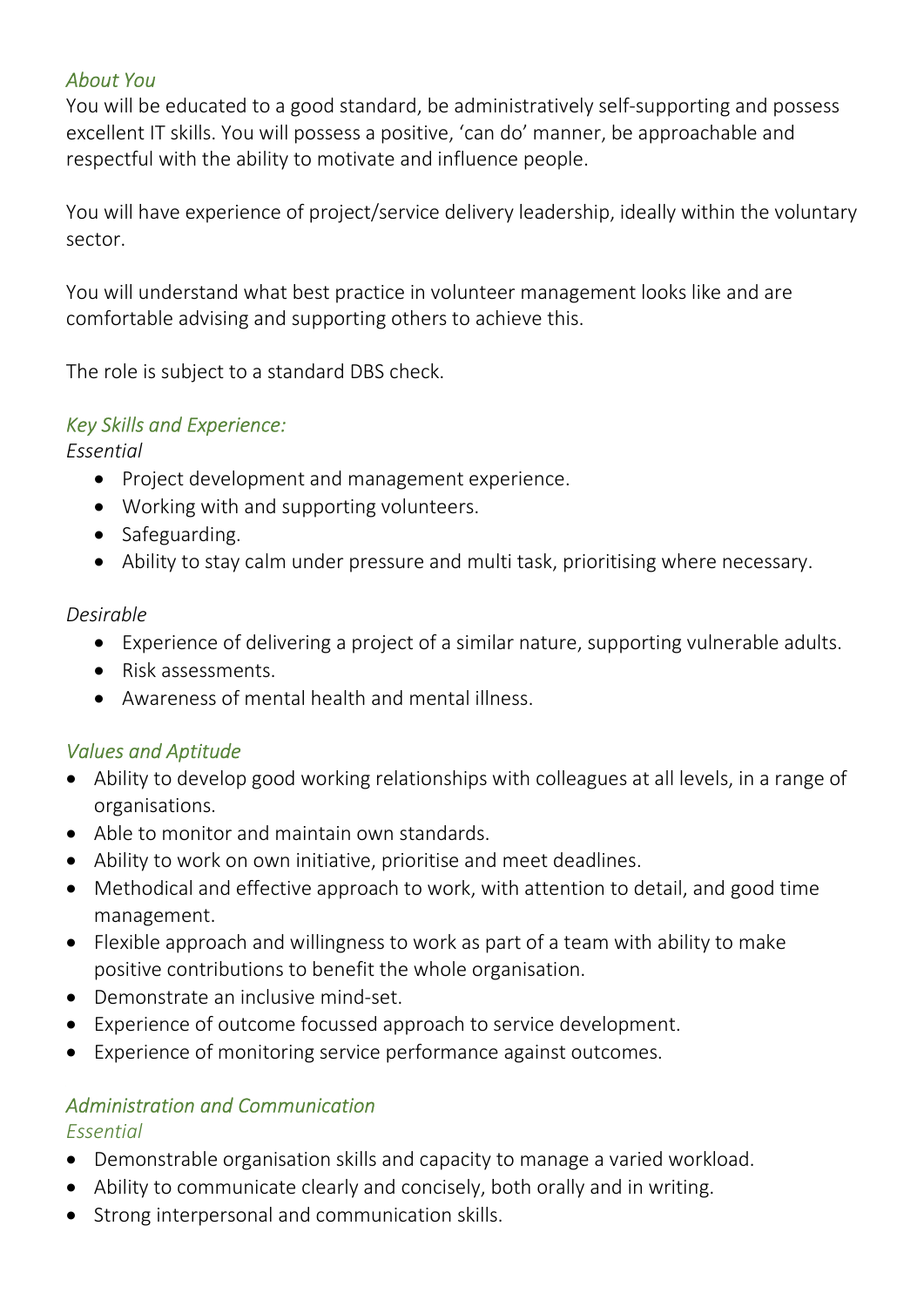### *About You*

You will be educated to a good standard, be administratively self-supporting and possess excellent IT skills. You will possess a positive, 'can do' manner, be approachable and respectful with the ability to motivate and influence people.

You will have experience of project/service delivery leadership, ideally within the voluntary sector.

You will understand what best practice in volunteer management looks like and are comfortable advising and supporting others to achieve this.

The role is subject to a standard DBS check.

### *Key Skills and Experience:*

*Essential*

- Project development and management experience.
- Working with and supporting volunteers.
- Safeguarding.
- Ability to stay calm under pressure and multi task, prioritising where necessary.

*Desirable*

- Experience of delivering a project of a similar nature, supporting vulnerable adults.
- Risk assessments.
- Awareness of mental health and mental illness.

### *Values and Aptitude*

- Ability to develop good working relationships with colleagues at all levels, in a range of organisations.
- Able to monitor and maintain own standards.
- Ability to work on own initiative, prioritise and meet deadlines.
- Methodical and effective approach to work, with attention to detail, and good time management.
- Flexible approach and willingness to work as part of a team with ability to make positive contributions to benefit the whole organisation.
- Demonstrate an inclusive mind-set.
- Experience of outcome focussed approach to service development.
- Experience of monitoring service performance against outcomes.

### *Administration and Communication*

*Essential*

- Demonstrable organisation skills and capacity to manage a varied workload.
- Ability to communicate clearly and concisely, both orally and in writing.
- Strong interpersonal and communication skills.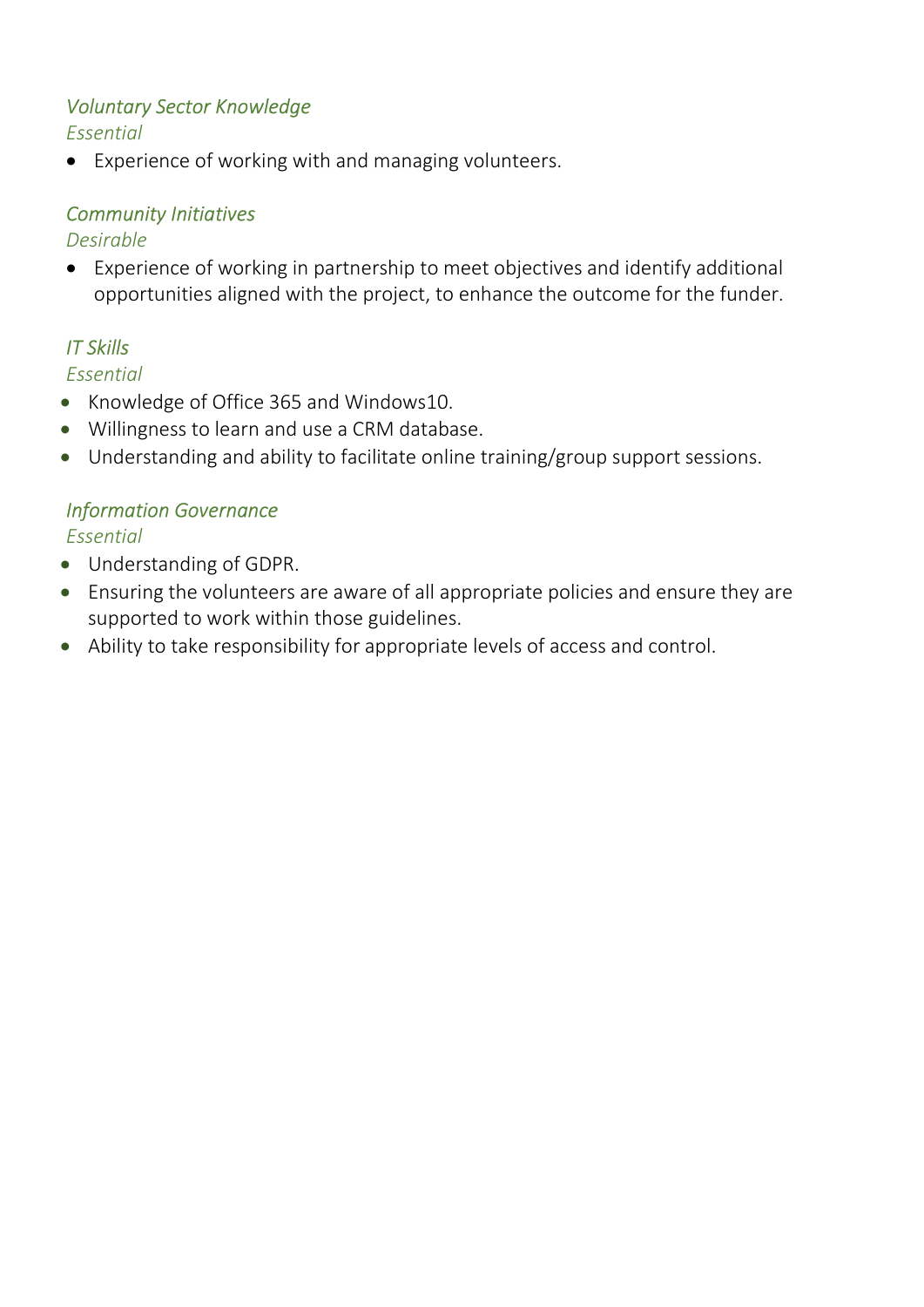*Voluntary Sector Knowledge*

*Essential*

- Experience of working with and managing volunteers.

*Community Initiatives*

*Desirable*

- Experience of working in partnership to meet objectives and identify additional opportunities aligned with the project, to enhance the outcome for the funder.

*IT Skills*

*Essential*

- Knowledge of Office 365 and Windows10.
- Willingness to learn and use a CRM database.
- Understanding and ability to facilitate online training/group support sessions.

*Information Governance*

*Essential*

- Understanding of GDPR.
- Ensuring the volunteers are aware of all appropriate policies and ensure they are supported to work within those guidelines.
- Ability to take responsibility for appropriate levels of access and control.